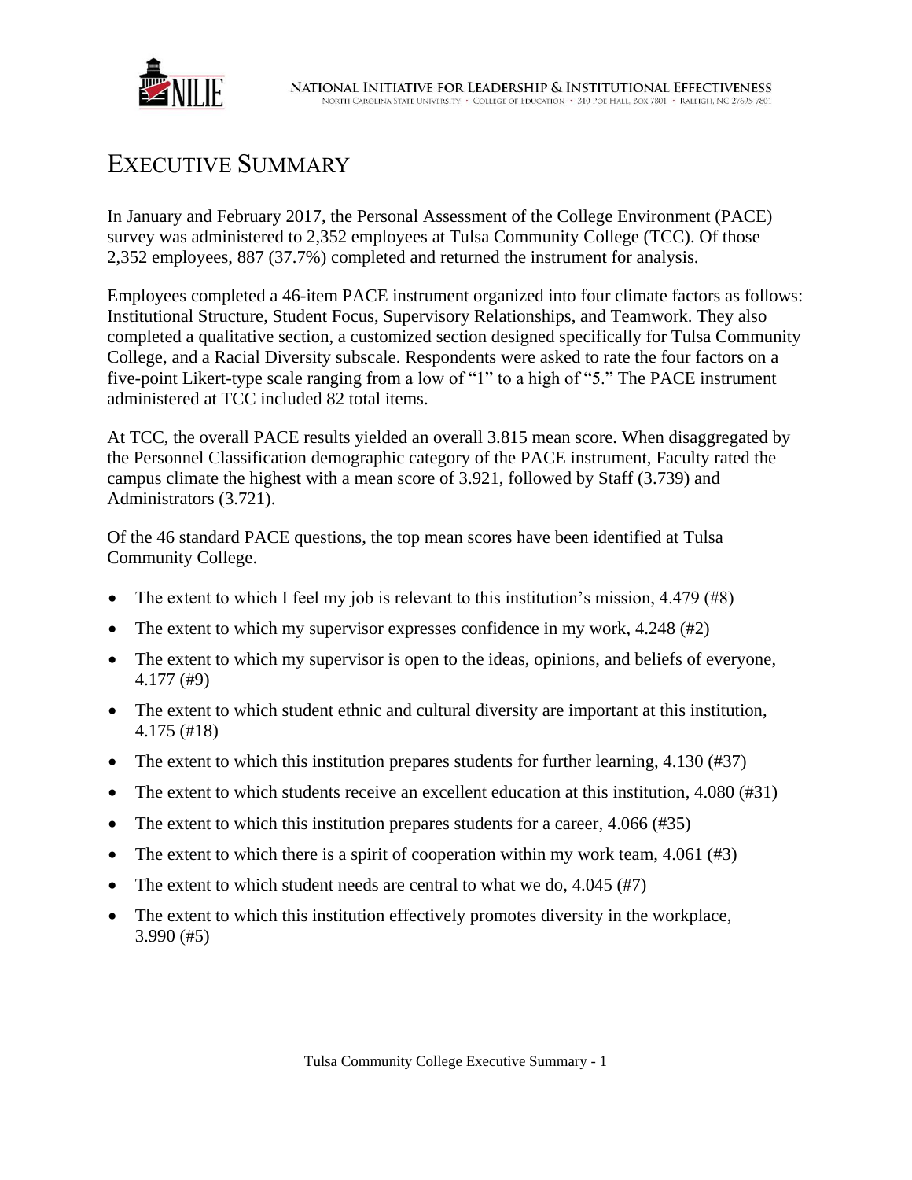# EXECUTIVE SUMMARY

In January and February 2017, the Personal Assessment of the College Environment (PACE) survey was administered to 2,352 employees at Tulsa Community College (TCC). Of those 2,352 employees, 887 (37.7%) completed and returned the instrument for analysis.

Employees completed a 46-item PACE instrument organized into four climate factors as follows: Institutional Structure, Student Focus, Supervisory Relationships, and Teamwork. They also completed a qualitative section, a customized section designed specifically for Tulsa Community College, and a Racial Diversity subscale. Respondents were asked to rate the four factors on a five-point Likert-type scale ranging from a low of "1" to a high of "5." The PACE instrument administered at TCC included 82 total items.

At TCC, the overall PACE results yielded an overall 3.815 mean score. When disaggregated by the Personnel Classification demographic category of the PACE instrument, Faculty rated the campus climate the highest with a mean score of 3.921, followed by Staff (3.739) and Administrators (3.721).

Of the 46 standard PACE questions, the top mean scores have been identified at Tulsa Community College.

- The extent to which I feel my job is relevant to this institution's mission, 4.479 (#8)
- The extent to which my supervisor expresses confidence in my work, 4.248 (#2)
- The extent to which my supervisor is open to the ideas, opinions, and beliefs of everyone, 4.177 (#9)
- The extent to which student ethnic and cultural diversity are important at this institution, 4.175 (#18)
- The extent to which this institution prepares students for further learning, 4.130 (#37)
- The extent to which students receive an excellent education at this institution, 4.080 (#31)
- The extent to which this institution prepares students for a career, 4.066 (#35)
- The extent to which there is a spirit of cooperation within my work team, 4.061 (#3)
- The extent to which student needs are central to what we do, 4.045 (#7)
- The extent to which this institution effectively promotes diversity in the workplace, 3.990 (#5)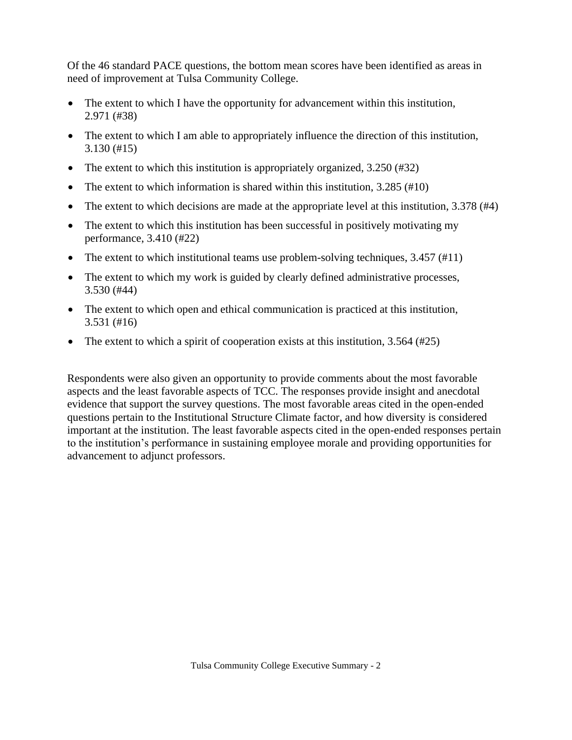Of the 46 standard PACE questions, the bottom mean scores have been identified as areas in need of improvement at Tulsa Community College.

- The extent to which I have the opportunity for advancement within this institution, 2.971 (#38)
- The extent to which I am able to appropriately influence the direction of this institution, 3.130 (#15)
- The extent to which this institution is appropriately organized, 3.250 (#32)
- The extent to which information is shared within this institution, 3.285 (#10)
- The extent to which decisions are made at the appropriate level at this institution, 3.378 (#4)
- The extent to which this institution has been successful in positively motivating my performance, 3.410 (#22)
- The extent to which institutional teams use problem-solving techniques, 3.457 (#11)
- The extent to which my work is guided by clearly defined administrative processes, 3.530 (#44)
- The extent to which open and ethical communication is practiced at this institution, 3.531 (#16)
- The extent to which a spirit of cooperation exists at this institution, 3.564 (#25)

Respondents were also given an opportunity to provide comments about the most favorable aspects and the least favorable aspects of TCC. The responses provide insight and anecdotal evidence that support the survey questions. The most favorable areas cited in the open-ended questions pertain to the Institutional Structure Climate factor, and how diversity is considered important at the institution. The least favorable aspects cited in the open-ended responses pertain to the institution's performance in sustaining employee morale and providing opportunities for advancement to adjunct professors.